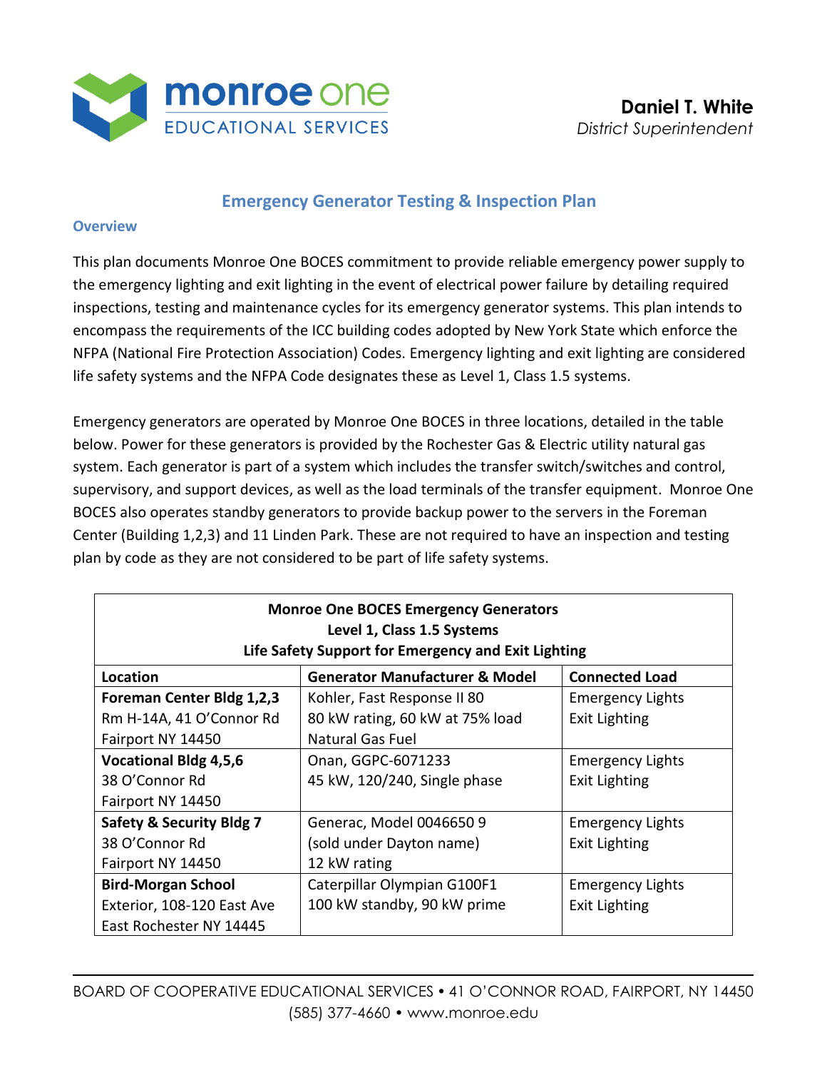**Daniel T. White**
*District Superintendent*

# Emergency Generator Testing & Inspection Plan

## Overview

This plan documents Monroe One BOCES commitment to provide reliable emergency power supply to the emergency lighting and exit lighting in the event of electrical power failure by detailing required inspections, testing and maintenance cycles for its emergency generator systems. This plan intends to encompass the requirements of the ICC building codes adopted by New York State which enforce the NFPA (National Fire Protection Association) Codes. Emergency lighting and exit lighting are considered life safety systems and the NFPA Code designates these as Level 1, Class 1.5 systems.

Emergency generators are operated by Monroe One BOCES in three locations, detailed in the table below. Power for these generators is provided by the Rochester Gas & Electric utility natural gas system. Each generator is part of a system which includes the transfer switch/switches and control, supervisory, and support devices, as well as the load terminals of the transfer equipment. Monroe One BOCES also operates standby generators to provide backup power to the servers in the Foreman Center (Building 1,2,3) and 11 Linden Park. These are not required to have an inspection and testing plan by code as they are not considered to be part of life safety systems.

| Monroe One BOCES Emergency Generators<br>Level 1, Class 1.5 Systems<br>Life Safety Support for Emergency and Exit Lighting | | |
|---|---|---|
| **Location** | **Generator Manufacturer & Model** | **Connected Load** |
| **Foreman Center Bldg 1,2,3**<br>Rm H-14A, 41 O'Connor Rd<br>Fairport NY 14450 | Kohler, Fast Response II 80<br>80 kW rating, 60 kW at 75% load<br>Natural Gas Fuel | Emergency Lights<br>Exit Lighting |
| **Vocational Bldg 4,5,6**<br>38 O'Connor Rd<br>Fairport NY 14450 | Onan, GGPC-6071233<br>45 kW, 120/240, Single phase | Emergency Lights<br>Exit Lighting |
| **Safety & Security Bldg 7**<br>38 O'Connor Rd<br>Fairport NY 14450 | Generac, Model 0046650 9<br>(sold under Dayton name)<br>12 kW rating | Emergency Lights<br>Exit Lighting |
| **Bird-Morgan School**<br>Exterior, 108-120 East Ave<br>East Rochester NY 14445 | Caterpillar Olympian G100F1<br>100 kW standby, 90 kW prime | Emergency Lights<br>Exit Lighting |

BOARD OF COOPERATIVE EDUCATIONAL SERVICES • 41 O'CONNOR ROAD, FAIRPORT, NY 14450
(585) 377-4660 • www.monroe.edu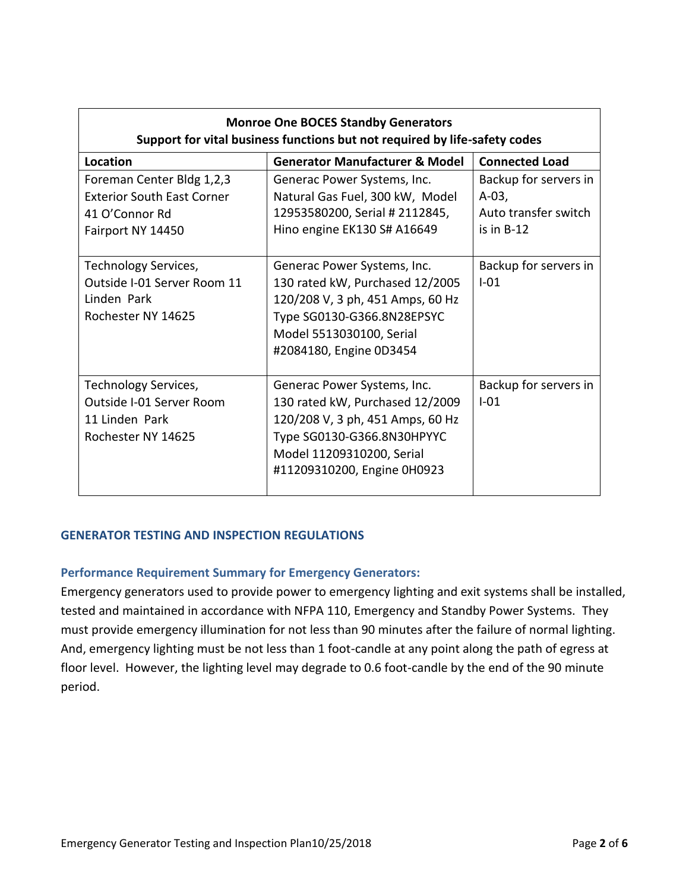| Monroe One BOCES Standby Generators<br>Support for vital business functions but not required by life-safety codes | | |
|---|---|---|
| **Location** | **Generator Manufacturer & Model** | **Connected Load** |
| Foreman Center Bldg 1,2,3<br>Exterior South East Corner<br>41 O'Connor Rd<br>Fairport NY 14450 | Generac Power Systems, Inc.<br>Natural Gas Fuel, 300 kW, Model 12953580200, Serial # 2112845, Hino engine EK130 S# A16649 | Backup for servers in A-03,<br>Auto transfer switch is in B-12 |
| Technology Services,<br>Outside I-01 Server Room 11 Linden Park<br>Rochester NY 14625 | Generac Power Systems, Inc.<br>130 rated kW, Purchased 12/2005<br>120/208 V, 3 ph, 451 Amps, 60 Hz<br>Type SG0130-G366.8N28EPSYC<br>Model 5513030100, Serial #2084180, Engine 0D3454 | Backup for servers in I-01 |
| Technology Services,<br>Outside I-01 Server Room<br>11 Linden Park<br>Rochester NY 14625 | Generac Power Systems, Inc.<br>130 rated kW, Purchased 12/2009<br>120/208 V, 3 ph, 451 Amps, 60 Hz<br>Type SG0130-G366.8N30HPYYC<br>Model 11209310200, Serial #11209310200, Engine 0H0923 | Backup for servers in I-01 |

## GENERATOR TESTING AND INSPECTION REGULATIONS

### Performance Requirement Summary for Emergency Generators:

Emergency generators used to provide power to emergency lighting and exit systems shall be installed, tested and maintained in accordance with NFPA 110, Emergency and Standby Power Systems. They must provide emergency illumination for not less than 90 minutes after the failure of normal lighting. And, emergency lighting must be not less than 1 foot-candle at any point along the path of egress at floor level. However, the lighting level may degrade to 0.6 foot-candle by the end of the 90 minute period.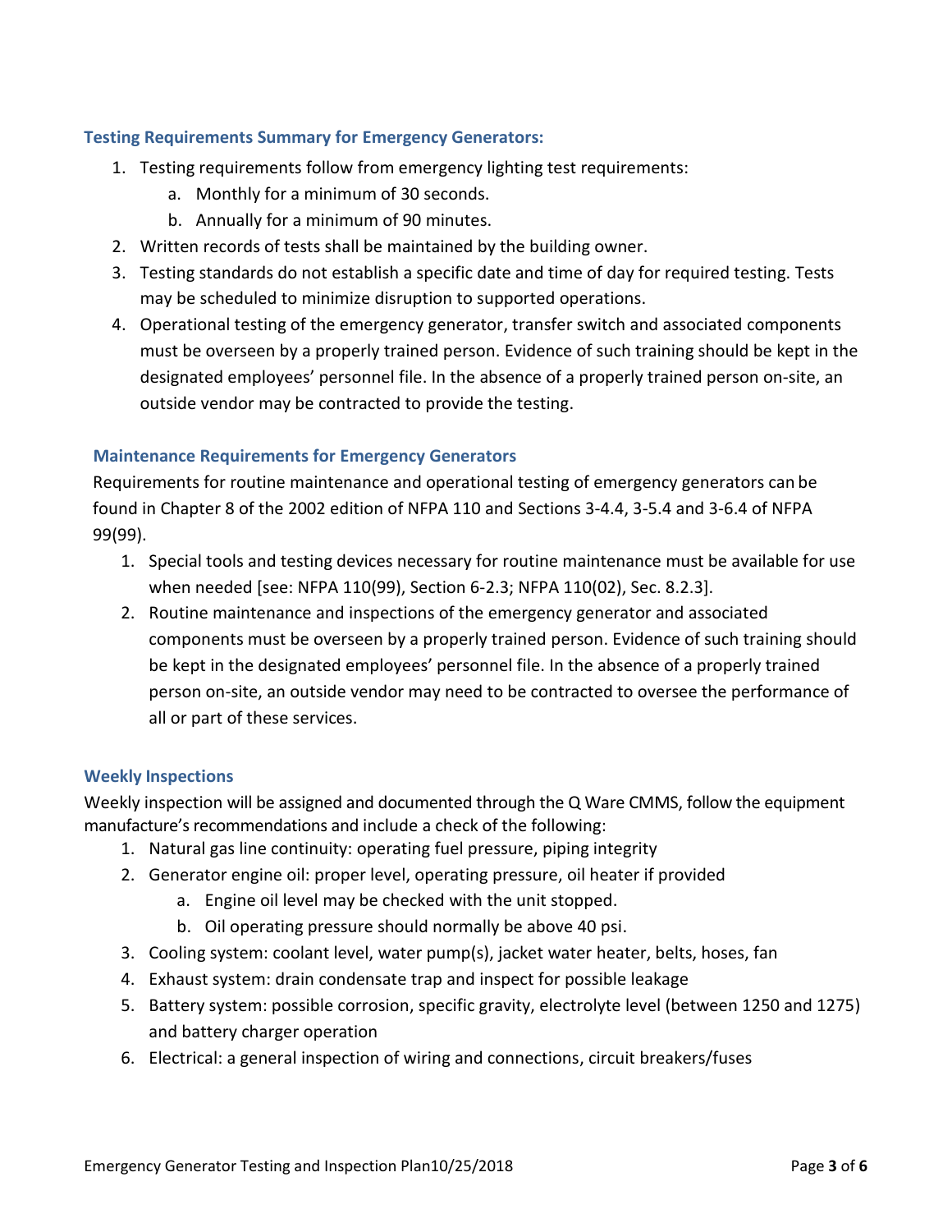### Testing Requirements Summary for Emergency Generators:

1. Testing requirements follow from emergency lighting test requirements:
    a. Monthly for a minimum of 30 seconds.
    b. Annually for a minimum of 90 minutes.
2. Written records of tests shall be maintained by the building owner.
3. Testing standards do not establish a specific date and time of day for required testing. Tests may be scheduled to minimize disruption to supported operations.
4. Operational testing of the emergency generator, transfer switch and associated components must be overseen by a properly trained person. Evidence of such training should be kept in the designated employees' personnel file. In the absence of a properly trained person on-site, an outside vendor may be contracted to provide the testing.

### Maintenance Requirements for Emergency Generators

Requirements for routine maintenance and operational testing of emergency generators can be found in Chapter 8 of the 2002 edition of NFPA 110 and Sections 3-4.4, 3-5.4 and 3-6.4 of NFPA 99(99).

1. Special tools and testing devices necessary for routine maintenance must be available for use when needed [see: NFPA 110(99), Section 6-2.3; NFPA 110(02), Sec. 8.2.3].
2. Routine maintenance and inspections of the emergency generator and associated components must be overseen by a properly trained person. Evidence of such training should be kept in the designated employees' personnel file. In the absence of a properly trained person on-site, an outside vendor may need to be contracted to oversee the performance of all or part of these services.

### Weekly Inspections

Weekly inspection will be assigned and documented through the Q Ware CMMS, follow the equipment manufacture's recommendations and include a check of the following:

1. Natural gas line continuity: operating fuel pressure, piping integrity
2. Generator engine oil: proper level, operating pressure, oil heater if provided
    a. Engine oil level may be checked with the unit stopped.
    b. Oil operating pressure should normally be above 40 psi.
3. Cooling system: coolant level, water pump(s), jacket water heater, belts, hoses, fan
4. Exhaust system: drain condensate trap and inspect for possible leakage
5. Battery system: possible corrosion, specific gravity, electrolyte level (between 1250 and 1275) and battery charger operation
6. Electrical: a general inspection of wiring and connections, circuit breakers/fuses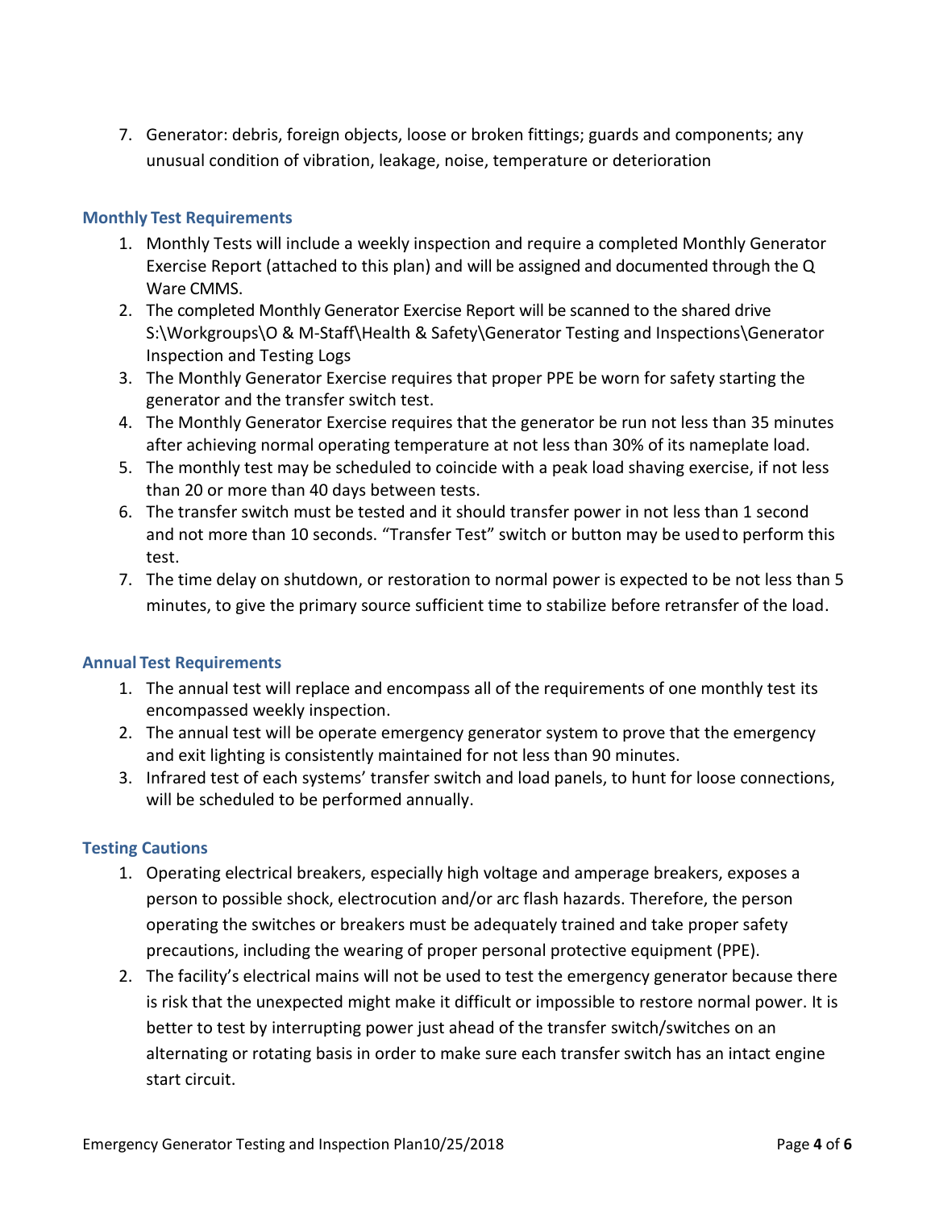7. Generator: debris, foreign objects, loose or broken fittings; guards and components; any unusual condition of vibration, leakage, noise, temperature or deterioration

### Monthly Test Requirements

1. Monthly Tests will include a weekly inspection and require a completed Monthly Generator Exercise Report (attached to this plan) and will be assigned and documented through the Q Ware CMMS.
2. The completed Monthly Generator Exercise Report will be scanned to the shared drive S:\Workgroups\O & M-Staff\Health & Safety\Generator Testing and Inspections\Generator Inspection and Testing Logs
3. The Monthly Generator Exercise requires that proper PPE be worn for safety starting the generator and the transfer switch test.
4. The Monthly Generator Exercise requires that the generator be run not less than 35 minutes after achieving normal operating temperature at not less than 30% of its nameplate load.
5. The monthly test may be scheduled to coincide with a peak load shaving exercise, if not less than 20 or more than 40 days between tests.
6. The transfer switch must be tested and it should transfer power in not less than 1 second and not more than 10 seconds. "Transfer Test" switch or button may be used to perform this test.
7. The time delay on shutdown, or restoration to normal power is expected to be not less than 5 minutes, to give the primary source sufficient time to stabilize before retransfer of the load.

### Annual Test Requirements

1. The annual test will replace and encompass all of the requirements of one monthly test its encompassed weekly inspection.
2. The annual test will be operate emergency generator system to prove that the emergency and exit lighting is consistently maintained for not less than 90 minutes.
3. Infrared test of each systems' transfer switch and load panels, to hunt for loose connections, will be scheduled to be performed annually.

### Testing Cautions

1. Operating electrical breakers, especially high voltage and amperage breakers, exposes a person to possible shock, electrocution and/or arc flash hazards. Therefore, the person operating the switches or breakers must be adequately trained and take proper safety precautions, including the wearing of proper personal protective equipment (PPE).
2. The facility's electrical mains will not be used to test the emergency generator because there is risk that the unexpected might make it difficult or impossible to restore normal power. It is better to test by interrupting power just ahead of the transfer switch/switches on an alternating or rotating basis in order to make sure each transfer switch has an intact engine start circuit.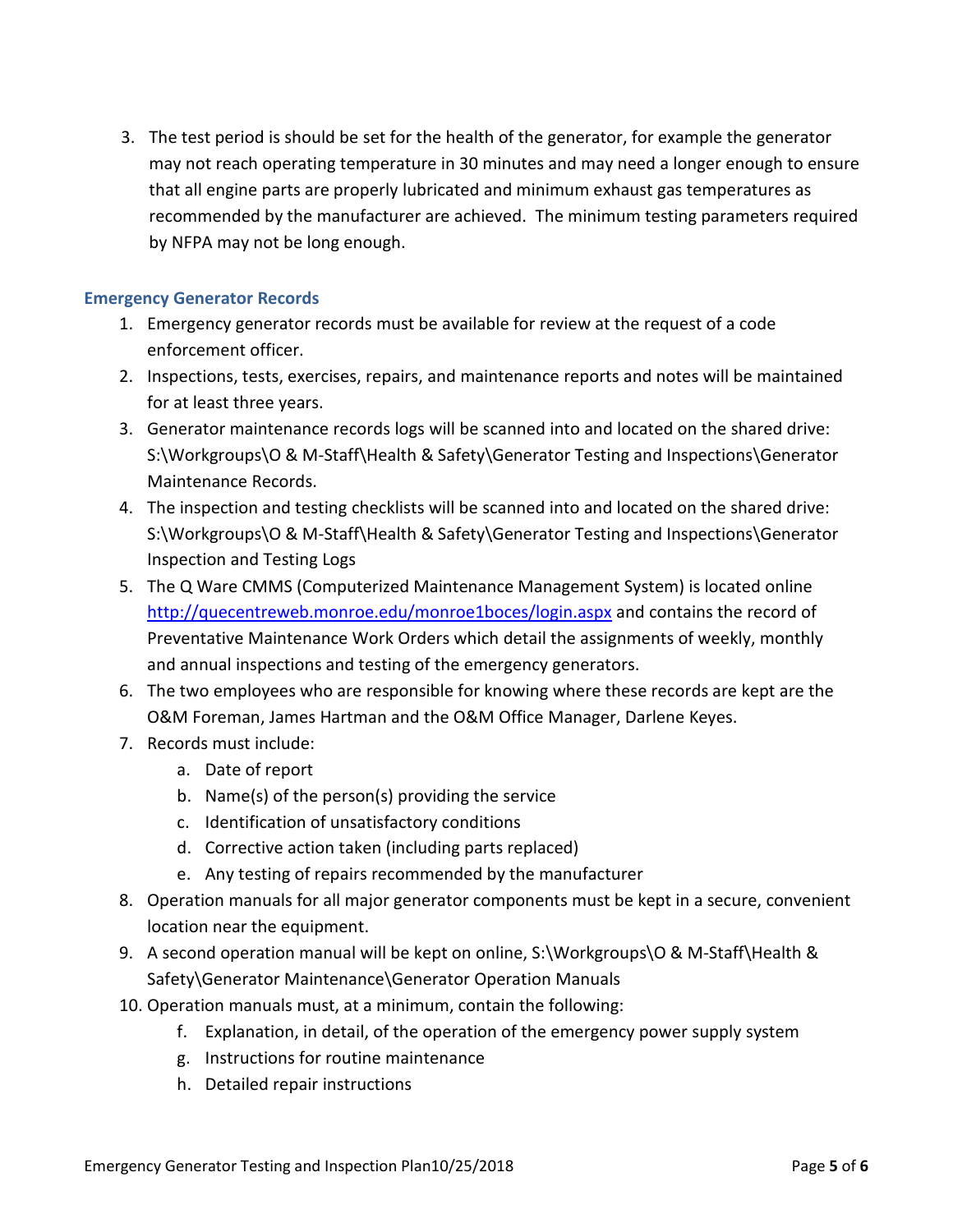3. The test period is should be set for the health of the generator, for example the generator may not reach operating temperature in 30 minutes and may need a longer enough to ensure that all engine parts are properly lubricated and minimum exhaust gas temperatures as recommended by the manufacturer are achieved. The minimum testing parameters required by NFPA may not be long enough.

### Emergency Generator Records

1. Emergency generator records must be available for review at the request of a code enforcement officer.
2. Inspections, tests, exercises, repairs, and maintenance reports and notes will be maintained for at least three years.
3. Generator maintenance records logs will be scanned into and located on the shared drive: S:\Workgroups\O & M-Staff\Health & Safety\Generator Testing and Inspections\Generator Maintenance Records.
4. The inspection and testing checklists will be scanned into and located on the shared drive: S:\Workgroups\O & M-Staff\Health & Safety\Generator Testing and Inspections\Generator Inspection and Testing Logs
5. The Q Ware CMMS (Computerized Maintenance Management System) is located online http://quecentreweb.monroe.edu/monroe1boces/login.aspx and contains the record of Preventative Maintenance Work Orders which detail the assignments of weekly, monthly and annual inspections and testing of the emergency generators.
6. The two employees who are responsible for knowing where these records are kept are the O&M Foreman, James Hartman and the O&M Office Manager, Darlene Keyes.
7. Records must include:
   a. Date of report
   b. Name(s) of the person(s) providing the service
   c. Identification of unsatisfactory conditions
   d. Corrective action taken (including parts replaced)
   e. Any testing of repairs recommended by the manufacturer
8. Operation manuals for all major generator components must be kept in a secure, convenient location near the equipment.
9. A second operation manual will be kept on online, S:\Workgroups\O & M-Staff\Health & Safety\Generator Maintenance\Generator Operation Manuals
10. Operation manuals must, at a minimum, contain the following:
    f. Explanation, in detail, of the operation of the emergency power supply system
    g. Instructions for routine maintenance
    h. Detailed repair instructions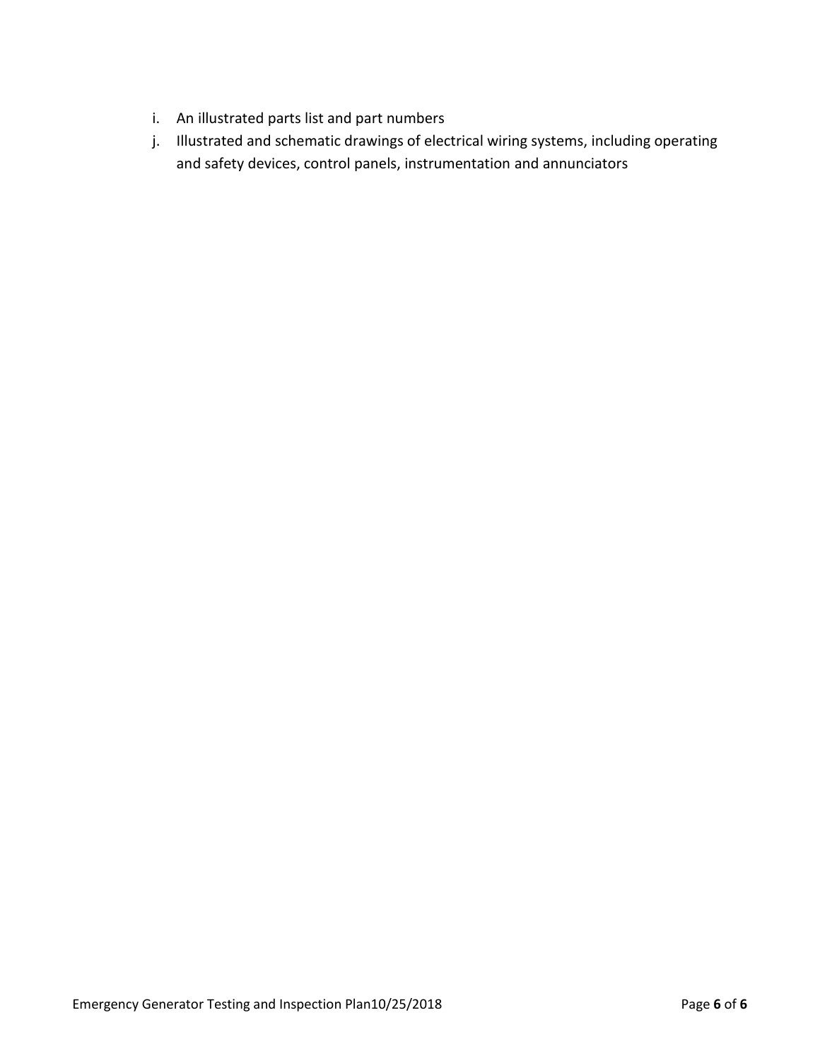i. An illustrated parts list and part numbers
j. Illustrated and schematic drawings of electrical wiring systems, including operating and safety devices, control panels, instrumentation and annunciators